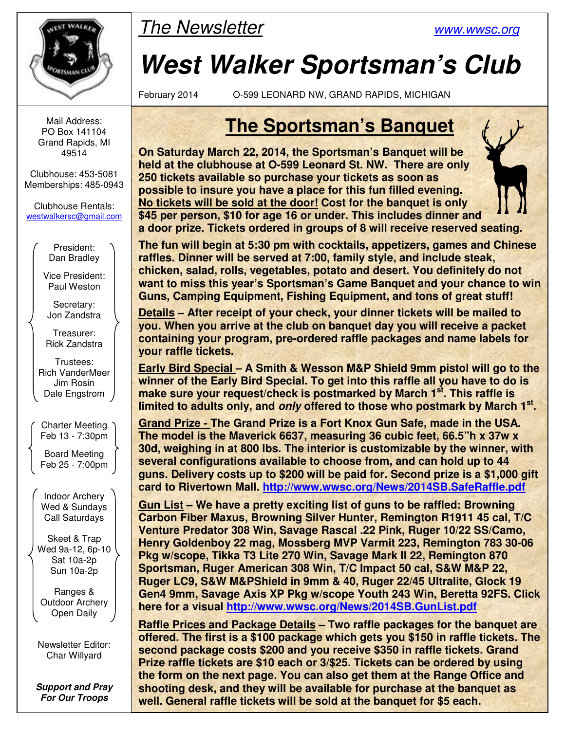The Newsletter

www.wwsc.org

# West Walker Sportsman's Club

February 2014 O-599 LEONARD NW, GRAND RAPIDS, MICHIGAN

Mail Address:
PO Box 141104
Grand Rapids, MI
49514

Clubhouse: 453-5081
Memberships: 485-0943

Clubhouse Rentals:
westwalkersc@gmail.com

President:
Dan Bradley

Vice President:
Paul Weston

Secretary:
Jon Zandstra

Treasurer:
Rick Zandstra

Trustees:
Rich VanderMeer
Jim Rosin
Dale Engstrom

Charter Meeting
Feb 13 - 7:30pm

Board Meeting
Feb 25 - 7:00pm

Indoor Archery
Wed & Sundays
Call Saturdays

Skeet & Trap
Wed 9a-12, 6p-10
Sat 10a-2p
Sun 10a-2p

Ranges &
Outdoor Archery
Open Daily

Newsletter Editor:
Char Willyard

***Support and Pray For Our Troops***

## The Sportsman's Banquet

**On Saturday March 22, 2014, the Sportsman's Banquet will be held at the clubhouse at O-599 Leonard St. NW. There are only 250 tickets available so purchase your tickets as soon as possible to insure you have a place for this fun filled evening. No tickets will be sold at the door! Cost for the banquet is only $45 per person, $10 for age 16 or under. This includes dinner and a door prize. Tickets ordered in groups of 8 will receive reserved seating.**

**The fun will begin at 5:30 pm with cocktails, appetizers, games and Chinese raffles. Dinner will be served at 7:00, family style, and include steak, chicken, salad, rolls, vegetables, potato and desert. You definitely do not want to miss this year's Sportsman's Game Banquet and your chance to win Guns, Camping Equipment, Fishing Equipment, and tons of great stuff!**

**Details – After receipt of your check, your dinner tickets will be mailed to you. When you arrive at the club on banquet day you will receive a packet containing your program, pre-ordered raffle packages and name labels for your raffle tickets.**

**Early Bird Special – A Smith & Wesson M&P Shield 9mm pistol will go to the winner of the Early Bird Special. To get into this raffle all you have to do is make sure your request/check is postmarked by March 1st. This raffle is limited to adults only, and *only* offered to those who postmark by March 1st.**

**Grand Prize - The Grand Prize is a Fort Knox Gun Safe, made in the USA. The model is the Maverick 6637, measuring 36 cubic feet, 66.5"h x 37w x 30d, weighing in at 800 lbs. The interior is customizable by the winner, with several configurations available to choose from, and can hold up to 44 guns. Delivery costs up to $200 will be paid for. Second prize is a $1,000 gift card to Rivertown Mall. http://www.wwsc.org/News/2014SB.SafeRaffle.pdf**

**Gun List – We have a pretty exciting list of guns to be raffled: Browning Carbon Fiber Maxus, Browning Silver Hunter, Remington R1911 45 cal, T/C Venture Predator 308 Win, Savage Rascal .22 Pink, Ruger 10/22 SS/Camo, Henry Goldenboy 22 mag, Mossberg MVP Varmit 223, Remington 783 30-06 Pkg w/scope, Tikka T3 Lite 270 Win, Savage Mark II 22, Remington 870 Sportsman, Ruger American 308 Win, T/C Impact 50 cal, S&W M&P 22, Ruger LC9, S&W M&PShield in 9mm & 40, Ruger 22/45 Ultralite, Glock 19 Gen4 9mm, Savage Axis XP Pkg w/scope Youth 243 Win, Beretta 92FS. Click here for a visual http://www.wwsc.org/News/2014SB.GunList.pdf**

**Raffle Prices and Package Details – Two raffle packages for the banquet are offered. The first is a $100 package which gets you $150 in raffle tickets. The second package costs $200 and you receive $350 in raffle tickets. Grand Prize raffle tickets are $10 each or 3/$25. Tickets can be ordered by using the form on the next page. You can also get them at the Range Office and shooting desk, and they will be available for purchase at the banquet as well. General raffle tickets will be sold at the banquet for $5 each.**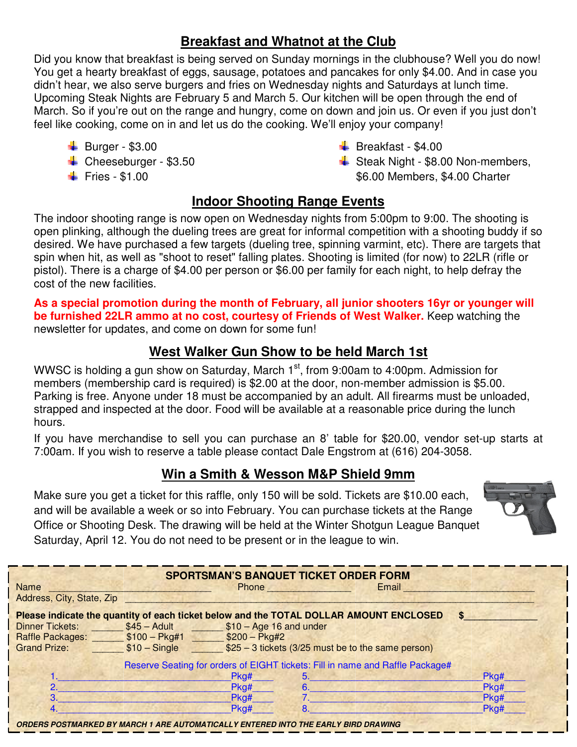## Breakfast and Whatnot at the Club

Did you know that breakfast is being served on Sunday mornings in the clubhouse? Well you do now! You get a hearty breakfast of eggs, sausage, potatoes and pancakes for only $4.00. And in case you didn't hear, we also serve burgers and fries on Wednesday nights and Saturdays at lunch time. Upcoming Steak Nights are February 5 and March 5. Our kitchen will be open through the end of March. So if you're out on the range and hungry, come on down and join us. Or even if you just don't feel like cooking, come on in and let us do the cooking. We'll enjoy your company!

- Burger - $3.00
- Cheeseburger - $3.50
- Fries - $1.00
- Breakfast - $4.00
- Steak Night - $8.00 Non-members, $6.00 Members, $4.00 Charter

## Indoor Shooting Range Events

The indoor shooting range is now open on Wednesday nights from 5:00pm to 9:00. The shooting is open plinking, although the dueling trees are great for informal competition with a shooting buddy if so desired. We have purchased a few targets (dueling tree, spinning varmint, etc). There are targets that spin when hit, as well as "shoot to reset" falling plates. Shooting is limited (for now) to 22LR (rifle or pistol). There is a charge of $4.00 per person or $6.00 per family for each night, to help defray the cost of the new facilities.

**As a special promotion during the month of February, all junior shooters 16yr or younger will be furnished 22LR ammo at no cost, courtesy of Friends of West Walker.** Keep watching the newsletter for updates, and come on down for some fun!

## West Walker Gun Show to be held March 1st

WWSC is holding a gun show on Saturday, March 1st, from 9:00am to 4:00pm. Admission for members (membership card is required) is $2.00 at the door, non-member admission is $5.00. Parking is free. Anyone under 18 must be accompanied by an adult. All firearms must be unloaded, strapped and inspected at the door. Food will be available at a reasonable price during the lunch hours.

If you have merchandise to sell you can purchase an 8' table for $20.00, vendor set-up starts at 7:00am. If you wish to reserve a table please contact Dale Engstrom at (616) 204-3058.

## Win a Smith & Wesson M&P Shield 9mm

Make sure you get a ticket for this raffle, only 150 will be sold. Tickets are $10.00 each, and will be available a week or so into February. You can purchase tickets at the Range Office or Shooting Desk. The drawing will be held at the Winter Shotgun League Banquet Saturday, April 12. You do not need to be present or in the league to win.

---

### SPORTSMAN'S BANQUET TICKET ORDER FORM

Name ______________________ Phone ______________ Email ______________________

Address, City, State, Zip ______________________________________________

**Please indicate the quantity of each ticket below and the TOTAL DOLLAR AMOUNT ENCLOSED $____________**

Dinner Tickets: ______ $45 – Adult ______ $10 – Age 16 and under

Raffle Packages: ______ $100 – Pkg#1 ______ $200 – Pkg#2

Grand Prize: ______ $10 – Single ______ $25 – 3 tickets (3/25 must be to the same person)

Reserve Seating for orders of EIGHT tickets: Fill in name and Raffle Package#

1.______________________________ Pkg#____ 5.______________________________ Pkg#____
2.______________________________ Pkg#____ 6.______________________________ Pkg#____
3.______________________________ Pkg#____ 7.______________________________ Pkg#____
4.______________________________ Pkg#____ 8.______________________________ Pkg#____

***ORDERS POSTMARKED BY MARCH 1 ARE AUTOMATICALLY ENTERED INTO THE EARLY BIRD DRAWING***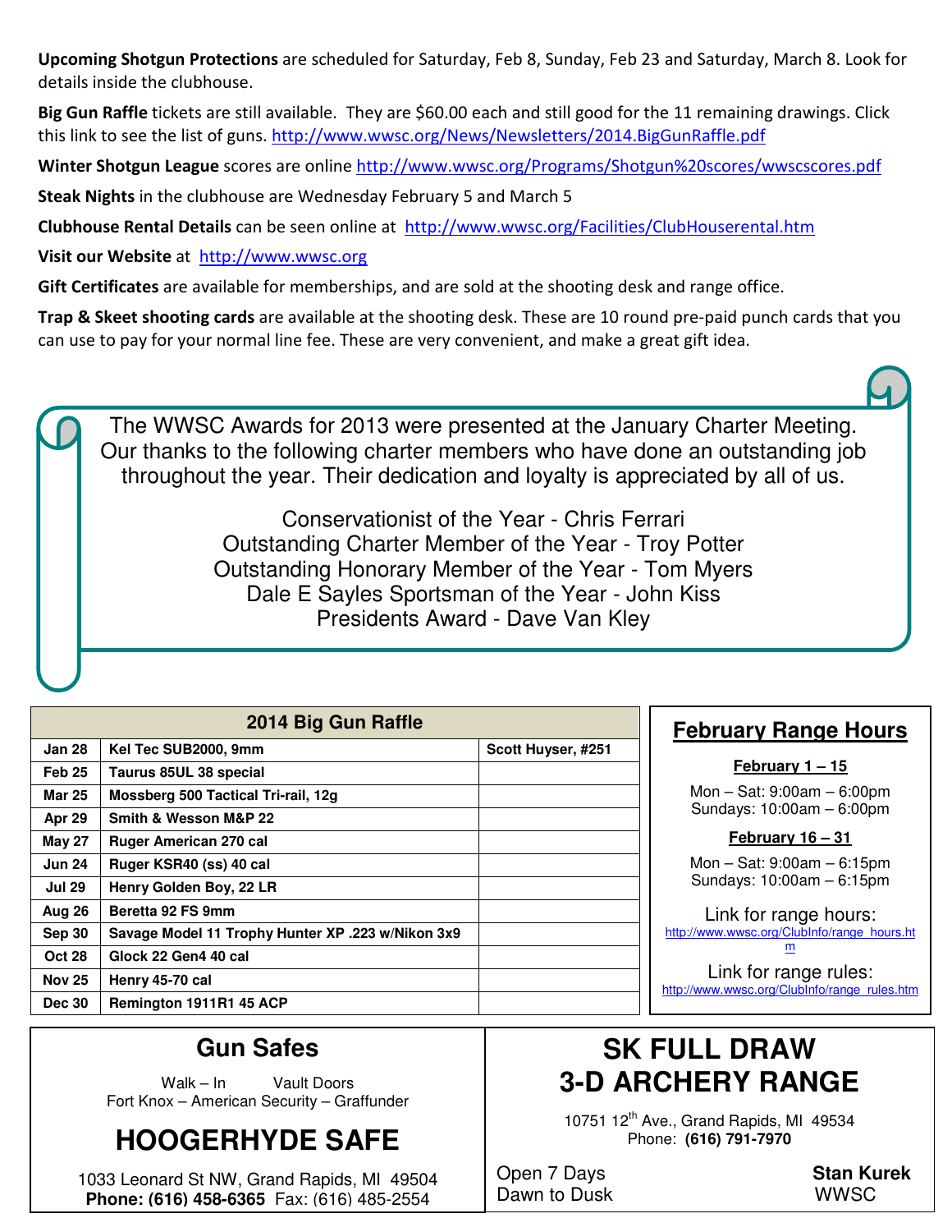**Upcoming Shotgun Protections** are scheduled for Saturday, Feb 8, Sunday, Feb 23 and Saturday, March 8. Look for details inside the clubhouse.

**Big Gun Raffle** tickets are still available. They are $60.00 each and still good for the 11 remaining drawings. Click this link to see the list of guns. http://www.wwsc.org/News/Newsletters/2014.BigGunRaffle.pdf

**Winter Shotgun League** scores are online http://www.wwsc.org/Programs/Shotgun%20scores/wwscscores.pdf

**Steak Nights** in the clubhouse are Wednesday February 5 and March 5

**Clubhouse Rental Details** can be seen online at http://www.wwsc.org/Facilities/ClubHouserental.htm

**Visit our Website** at http://www.wwsc.org

**Gift Certificates** are available for memberships, and are sold at the shooting desk and range office.

**Trap & Skeet shooting cards** are available at the shooting desk. These are 10 round pre-paid punch cards that you can use to pay for your normal line fee. These are very convenient, and make a great gift idea.

The WWSC Awards for 2013 were presented at the January Charter Meeting. Our thanks to the following charter members who have done an outstanding job throughout the year. Their dedication and loyalty is appreciated by all of us.

Conservationist of the Year - Chris Ferrari
Outstanding Charter Member of the Year - Troy Potter
Outstanding Honorary Member of the Year - Tom Myers
Dale E Sayles Sportsman of the Year - John Kiss
Presidents Award - Dave Van Kley

| 2014 Big Gun Raffle | | |
|---|---|---|
| Jan 28 | Kel Tec SUB2000, 9mm | Scott Huyser, #251 |
| Feb 25 | Taurus 85UL 38 special | |
| Mar 25 | Mossberg 500 Tactical Tri-rail, 12g | |
| Apr 29 | Smith & Wesson M&P 22 | |
| May 27 | Ruger American 270 cal | |
| Jun 24 | Ruger KSR40 (ss) 40 cal | |
| Jul 29 | Henry Golden Boy, 22 LR | |
| Aug 26 | Beretta 92 FS 9mm | |
| Sep 30 | Savage Model 11 Trophy Hunter XP .223 w/Nikon 3x9 | |
| Oct 28 | Glock 22 Gen4 40 cal | |
| Nov 25 | Henry 45-70 cal | |
| Dec 30 | Remington 1911R1 45 ACP | |

## February Range Hours

**February 1 – 15**

Mon – Sat: 9:00am – 6:00pm
Sundays: 10:00am – 6:00pm

**February 16 – 31**

Mon – Sat: 9:00am – 6:15pm
Sundays: 10:00am – 6:15pm

Link for range hours:
http://www.wwsc.org/ClubInfo/range_hours.htm

Link for range rules:
http://www.wwsc.org/ClubInfo/range_rules.htm

## Gun Safes

Walk – In Vault Doors
Fort Knox – American Security – Graffunder

## HOOGERHYDE SAFE

1033 Leonard St NW, Grand Rapids, MI 49504
**Phone: (616) 458-6365** Fax: (616) 485-2554

## SK FULL DRAW 3-D ARCHERY RANGE

10751 12th Ave., Grand Rapids, MI 49534
Phone: **(616) 791-7970**

Open 7 Days
Dawn to Dusk

**Stan Kurek**
WWSC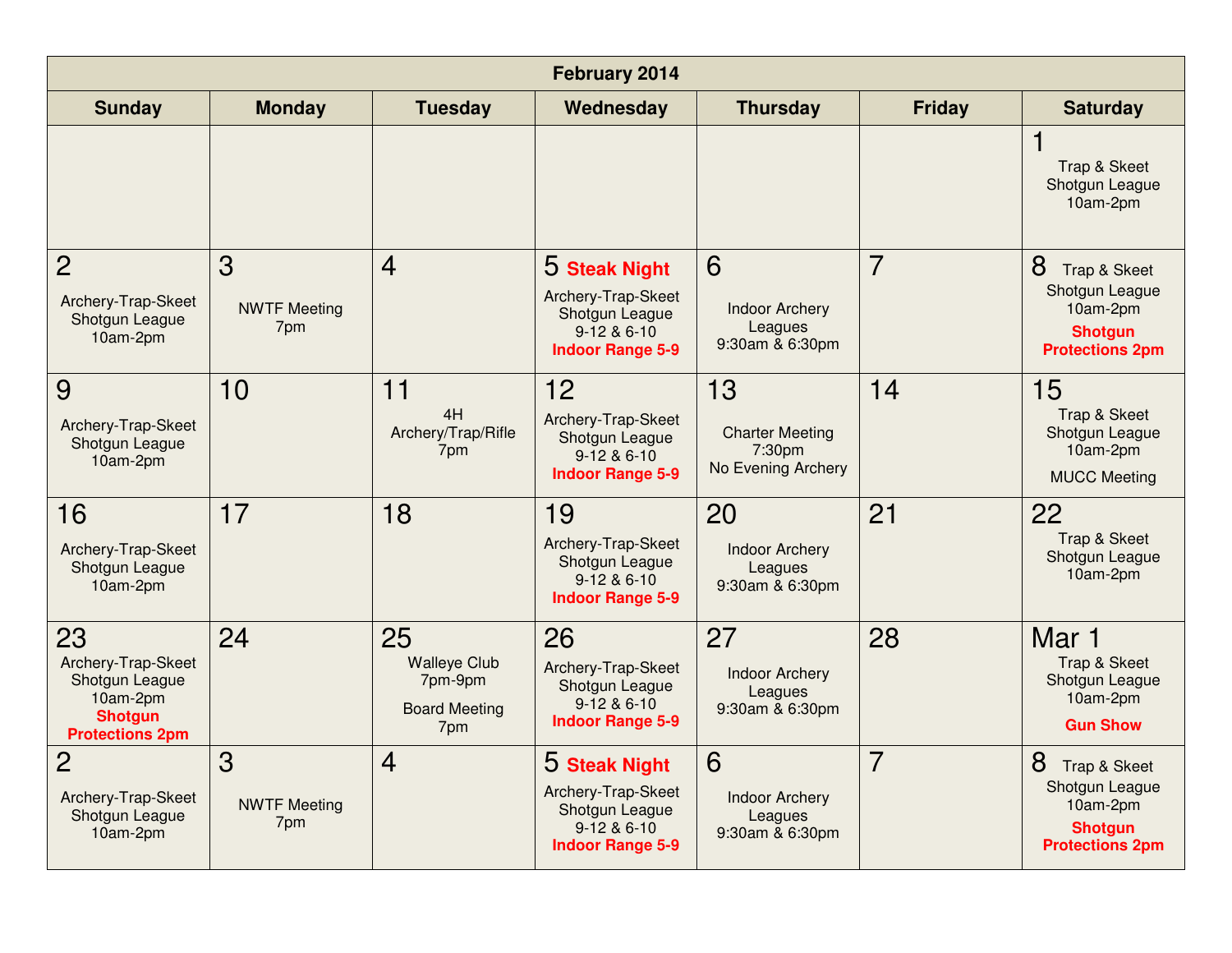# February 2014

| Sunday | Monday | Tuesday | Wednesday | Thursday | Friday | Saturday |
|---|---|---|---|---|---|---|
| | | | | | | 1 Trap & Skeet Shotgun League 10am-2pm |
| 2 Archery-Trap-Skeet Shotgun League 10am-2pm | 3 NWTF Meeting 7pm | 4 | 5 **Steak Night** Archery-Trap-Skeet Shotgun League 9-12 & 6-10 **Indoor Range 5-9** | 6 Indoor Archery Leagues 9:30am & 6:30pm | 7 | 8 Trap & Skeet Shotgun League 10am-2pm **Shotgun Protections 2pm** |
| 9 Archery-Trap-Skeet Shotgun League 10am-2pm | 10 | 11 4H Archery/Trap/Rifle 7pm | 12 Archery-Trap-Skeet Shotgun League 9-12 & 6-10 **Indoor Range 5-9** | 13 Charter Meeting 7:30pm No Evening Archery | 14 | 15 Trap & Skeet Shotgun League 10am-2pm MUCC Meeting |
| 16 Archery-Trap-Skeet Shotgun League 10am-2pm | 17 | 18 | 19 Archery-Trap-Skeet Shotgun League 9-12 & 6-10 **Indoor Range 5-9** | 20 Indoor Archery Leagues 9:30am & 6:30pm | 21 | 22 Trap & Skeet Shotgun League 10am-2pm |
| 23 Archery-Trap-Skeet Shotgun League 10am-2pm **Shotgun Protections 2pm** | 24 | 25 Walleye Club 7pm-9pm Board Meeting 7pm | 26 Archery-Trap-Skeet Shotgun League 9-12 & 6-10 **Indoor Range 5-9** | 27 Indoor Archery Leagues 9:30am & 6:30pm | 28 | Mar 1 Trap & Skeet Shotgun League 10am-2pm **Gun Show** |
| 2 Archery-Trap-Skeet Shotgun League 10am-2pm | 3 NWTF Meeting 7pm | 4 | 5 **Steak Night** Archery-Trap-Skeet Shotgun League 9-12 & 6-10 **Indoor Range 5-9** | 6 Indoor Archery Leagues 9:30am & 6:30pm | 7 | 8 Trap & Skeet Shotgun League 10am-2pm **Shotgun Protections 2pm** |